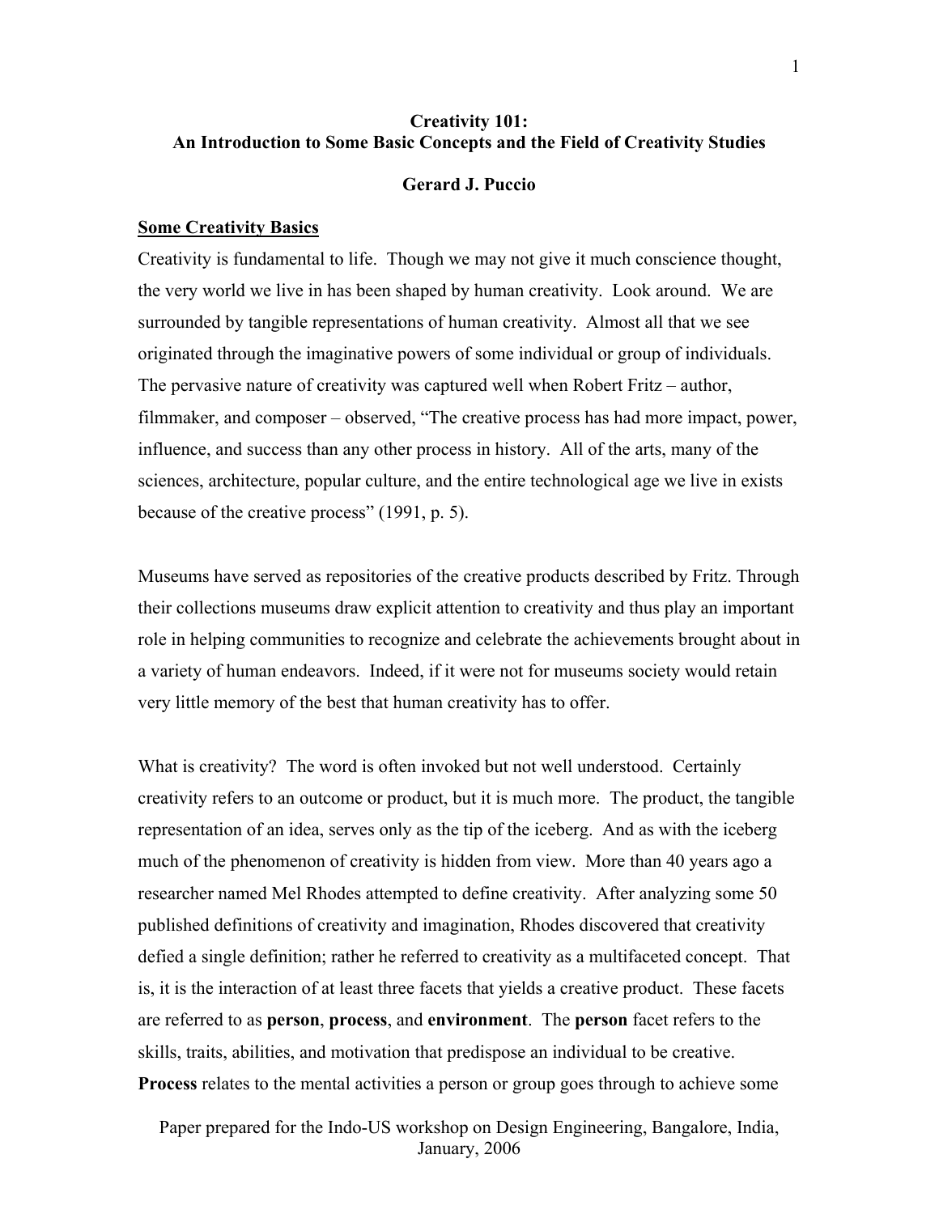# Creativity 101:
## An Introduction to Some Basic Concepts and the Field of Creativity Studies

**Gerard J. Puccio**

### Some Creativity Basics

Creativity is fundamental to life. Though we may not give it much conscience thought, the very world we live in has been shaped by human creativity. Look around. We are surrounded by tangible representations of human creativity. Almost all that we see originated through the imaginative powers of some individual or group of individuals. The pervasive nature of creativity was captured well when Robert Fritz – author, filmmaker, and composer – observed, "The creative process has had more impact, power, influence, and success than any other process in history. All of the arts, many of the sciences, architecture, popular culture, and the entire technological age we live in exists because of the creative process" (1991, p. 5).

Museums have served as repositories of the creative products described by Fritz. Through their collections museums draw explicit attention to creativity and thus play an important role in helping communities to recognize and celebrate the achievements brought about in a variety of human endeavors. Indeed, if it were not for museums society would retain very little memory of the best that human creativity has to offer.

What is creativity? The word is often invoked but not well understood. Certainly creativity refers to an outcome or product, but it is much more. The product, the tangible representation of an idea, serves only as the tip of the iceberg. And as with the iceberg much of the phenomenon of creativity is hidden from view. More than 40 years ago a researcher named Mel Rhodes attempted to define creativity. After analyzing some 50 published definitions of creativity and imagination, Rhodes discovered that creativity defied a single definition; rather he referred to creativity as a multifaceted concept. That is, it is the interaction of at least three facets that yields a creative product. These facets are referred to as **person**, **process**, and **environment**. The **person** facet refers to the skills, traits, abilities, and motivation that predispose an individual to be creative. **Process** relates to the mental activities a person or group goes through to achieve some

Paper prepared for the Indo-US workshop on Design Engineering, Bangalore, India, January, 2006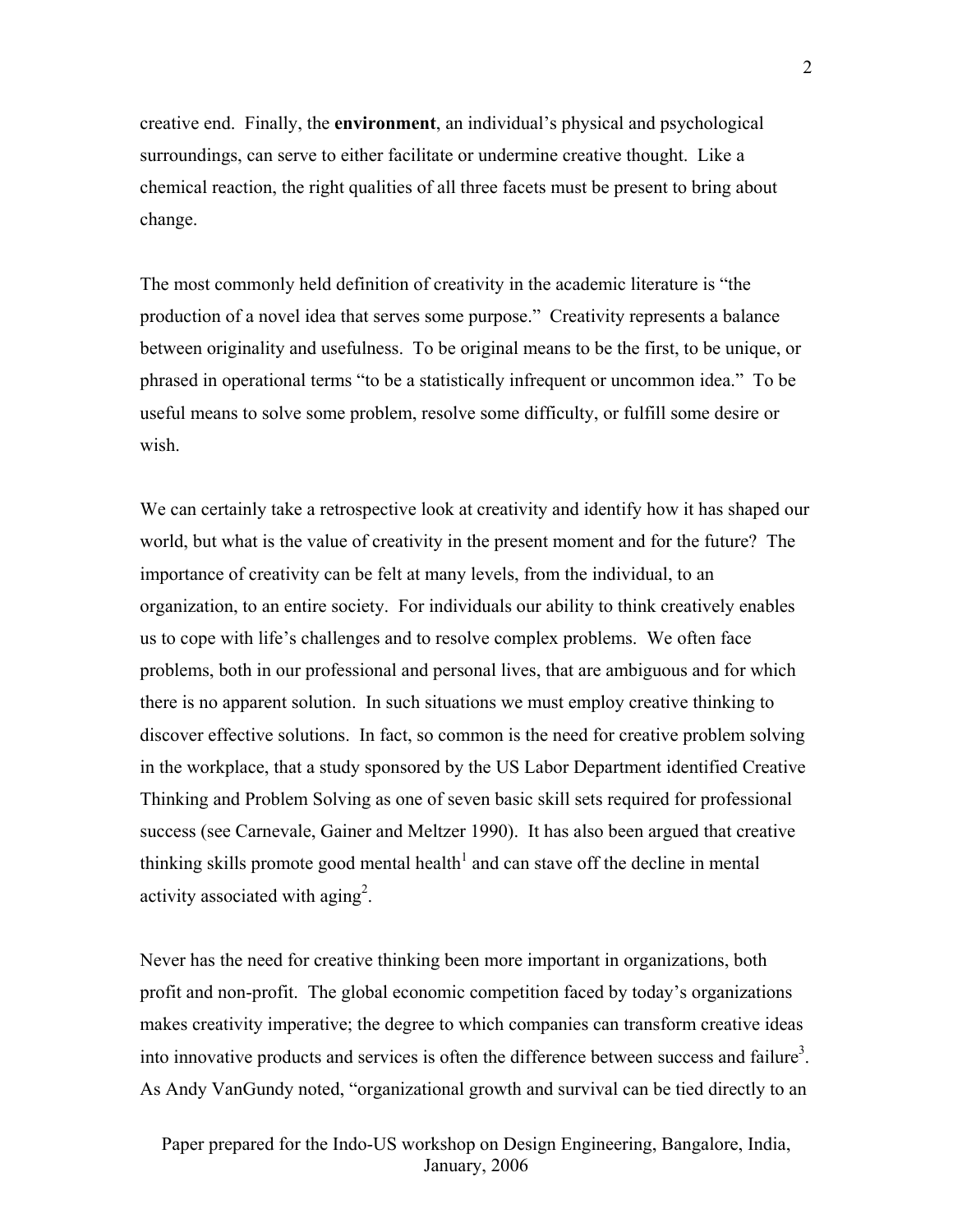creative end. Finally, the **environment**, an individual's physical and psychological surroundings, can serve to either facilitate or undermine creative thought. Like a chemical reaction, the right qualities of all three facets must be present to bring about change.

The most commonly held definition of creativity in the academic literature is "the production of a novel idea that serves some purpose." Creativity represents a balance between originality and usefulness. To be original means to be the first, to be unique, or phrased in operational terms "to be a statistically infrequent or uncommon idea." To be useful means to solve some problem, resolve some difficulty, or fulfill some desire or wish.

We can certainly take a retrospective look at creativity and identify how it has shaped our world, but what is the value of creativity in the present moment and for the future? The importance of creativity can be felt at many levels, from the individual, to an organization, to an entire society. For individuals our ability to think creatively enables us to cope with life's challenges and to resolve complex problems. We often face problems, both in our professional and personal lives, that are ambiguous and for which there is no apparent solution. In such situations we must employ creative thinking to discover effective solutions. In fact, so common is the need for creative problem solving in the workplace, that a study sponsored by the US Labor Department identified Creative Thinking and Problem Solving as one of seven basic skill sets required for professional success (see Carnevale, Gainer and Meltzer 1990). It has also been argued that creative thinking skills promote good mental health[1] and can stave off the decline in mental activity associated with aging[2].

Never has the need for creative thinking been more important in organizations, both profit and non-profit. The global economic competition faced by today's organizations makes creativity imperative; the degree to which companies can transform creative ideas into innovative products and services is often the difference between success and failure[3]. As Andy VanGundy noted, "organizational growth and survival can be tied directly to an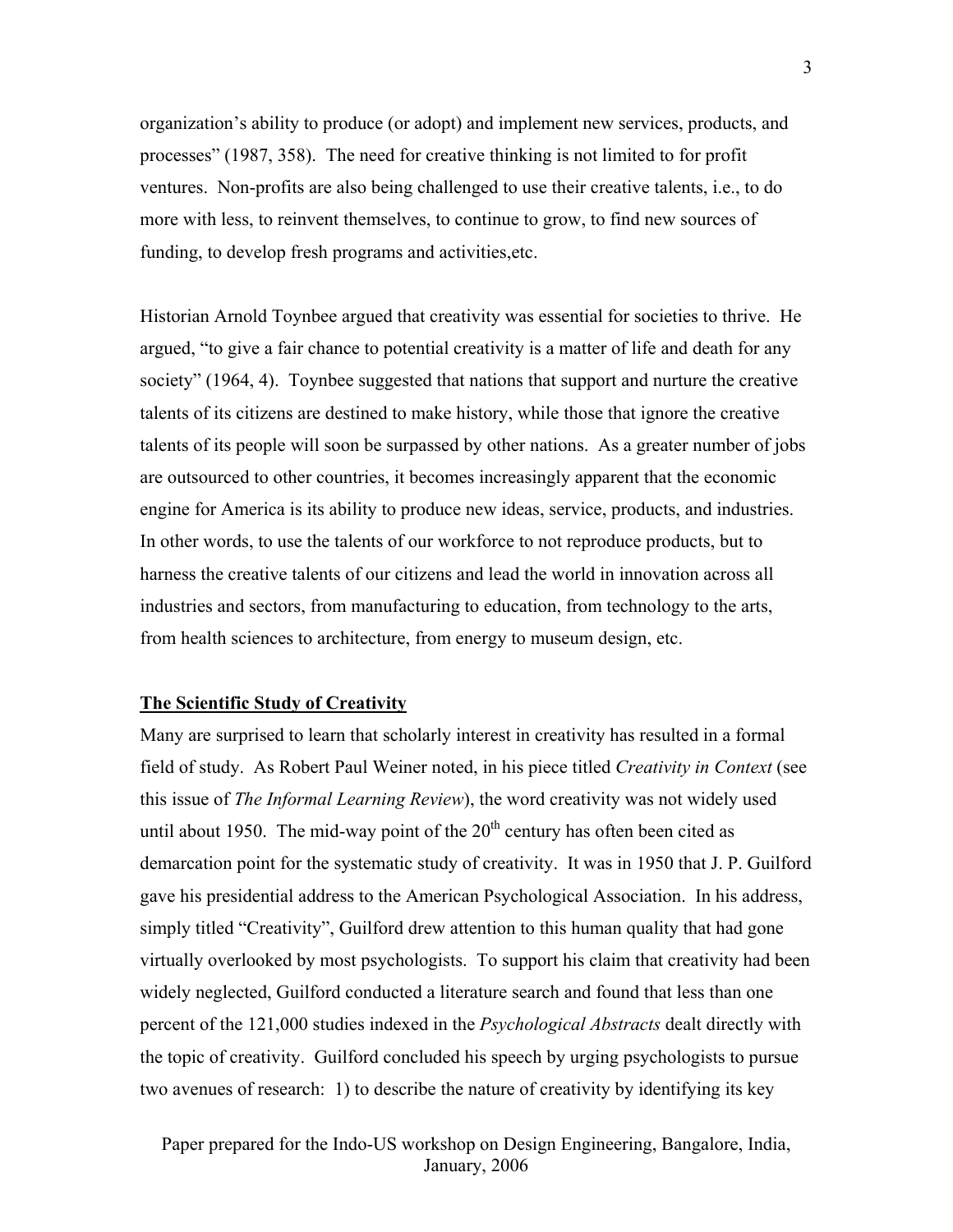organization's ability to produce (or adopt) and implement new services, products, and processes" (1987, 358). The need for creative thinking is not limited to for profit ventures. Non-profits are also being challenged to use their creative talents, i.e., to do more with less, to reinvent themselves, to continue to grow, to find new sources of funding, to develop fresh programs and activities,etc.

Historian Arnold Toynbee argued that creativity was essential for societies to thrive. He argued, "to give a fair chance to potential creativity is a matter of life and death for any society" (1964, 4). Toynbee suggested that nations that support and nurture the creative talents of its citizens are destined to make history, while those that ignore the creative talents of its people will soon be surpassed by other nations. As a greater number of jobs are outsourced to other countries, it becomes increasingly apparent that the economic engine for America is its ability to produce new ideas, service, products, and industries. In other words, to use the talents of our workforce to not reproduce products, but to harness the creative talents of our citizens and lead the world in innovation across all industries and sectors, from manufacturing to education, from technology to the arts, from health sciences to architecture, from energy to museum design, etc.

## The Scientific Study of Creativity

Many are surprised to learn that scholarly interest in creativity has resulted in a formal field of study. As Robert Paul Weiner noted, in his piece titled *Creativity in Context* (see this issue of *The Informal Learning Review*), the word creativity was not widely used until about 1950. The mid-way point of the 20th century has often been cited as demarcation point for the systematic study of creativity. It was in 1950 that J. P. Guilford gave his presidential address to the American Psychological Association. In his address, simply titled "Creativity", Guilford drew attention to this human quality that had gone virtually overlooked by most psychologists. To support his claim that creativity had been widely neglected, Guilford conducted a literature search and found that less than one percent of the 121,000 studies indexed in the *Psychological Abstracts* dealt directly with the topic of creativity. Guilford concluded his speech by urging psychologists to pursue two avenues of research: 1) to describe the nature of creativity by identifying its key

Paper prepared for the Indo-US workshop on Design Engineering, Bangalore, India, January, 2006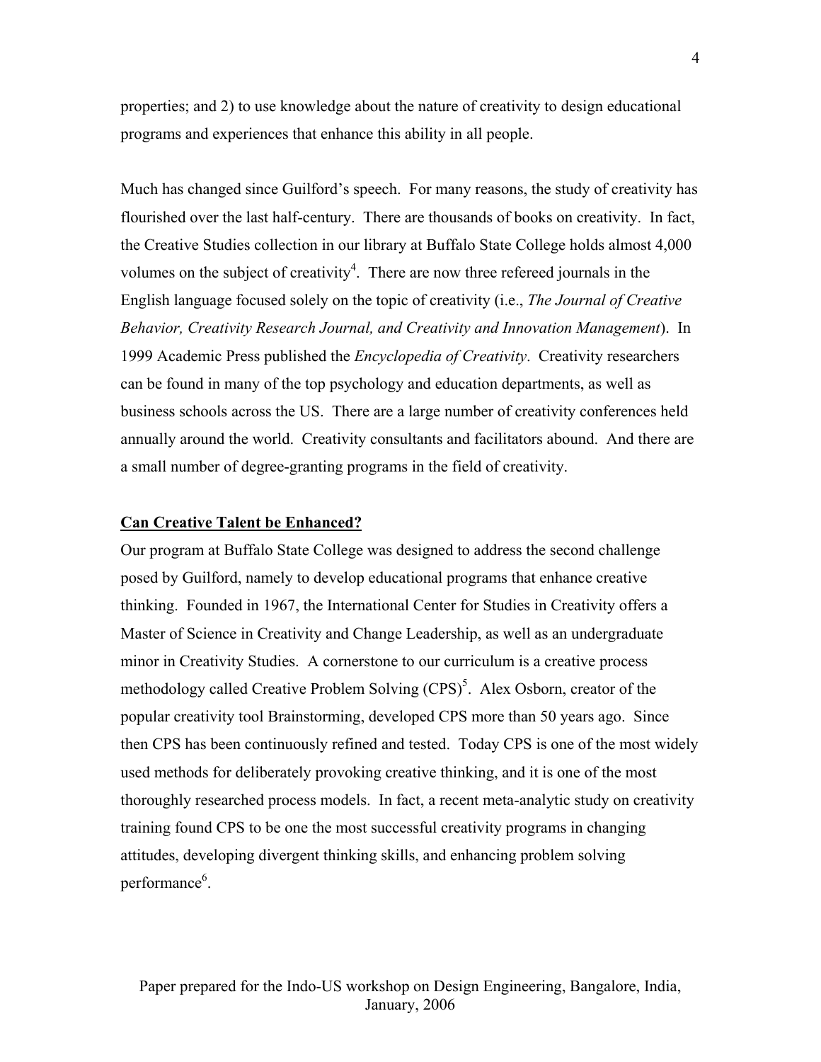properties; and 2) to use knowledge about the nature of creativity to design educational programs and experiences that enhance this ability in all people.

Much has changed since Guilford's speech. For many reasons, the study of creativity has flourished over the last half-century. There are thousands of books on creativity. In fact, the Creative Studies collection in our library at Buffalo State College holds almost 4,000 volumes on the subject of creativity[4]. There are now three refereed journals in the English language focused solely on the topic of creativity (i.e., *The Journal of Creative Behavior, Creativity Research Journal, and Creativity and Innovation Management*). In 1999 Academic Press published the *Encyclopedia of Creativity*. Creativity researchers can be found in many of the top psychology and education departments, as well as business schools across the US. There are a large number of creativity conferences held annually around the world. Creativity consultants and facilitators abound. And there are a small number of degree-granting programs in the field of creativity.

## **Can Creative Talent be Enhanced?**

Our program at Buffalo State College was designed to address the second challenge posed by Guilford, namely to develop educational programs that enhance creative thinking. Founded in 1967, the International Center for Studies in Creativity offers a Master of Science in Creativity and Change Leadership, as well as an undergraduate minor in Creativity Studies. A cornerstone to our curriculum is a creative process methodology called Creative Problem Solving (CPS)[5]. Alex Osborn, creator of the popular creativity tool Brainstorming, developed CPS more than 50 years ago. Since then CPS has been continuously refined and tested. Today CPS is one of the most widely used methods for deliberately provoking creative thinking, and it is one of the most thoroughly researched process models. In fact, a recent meta-analytic study on creativity training found CPS to be one the most successful creativity programs in changing attitudes, developing divergent thinking skills, and enhancing problem solving performance[6].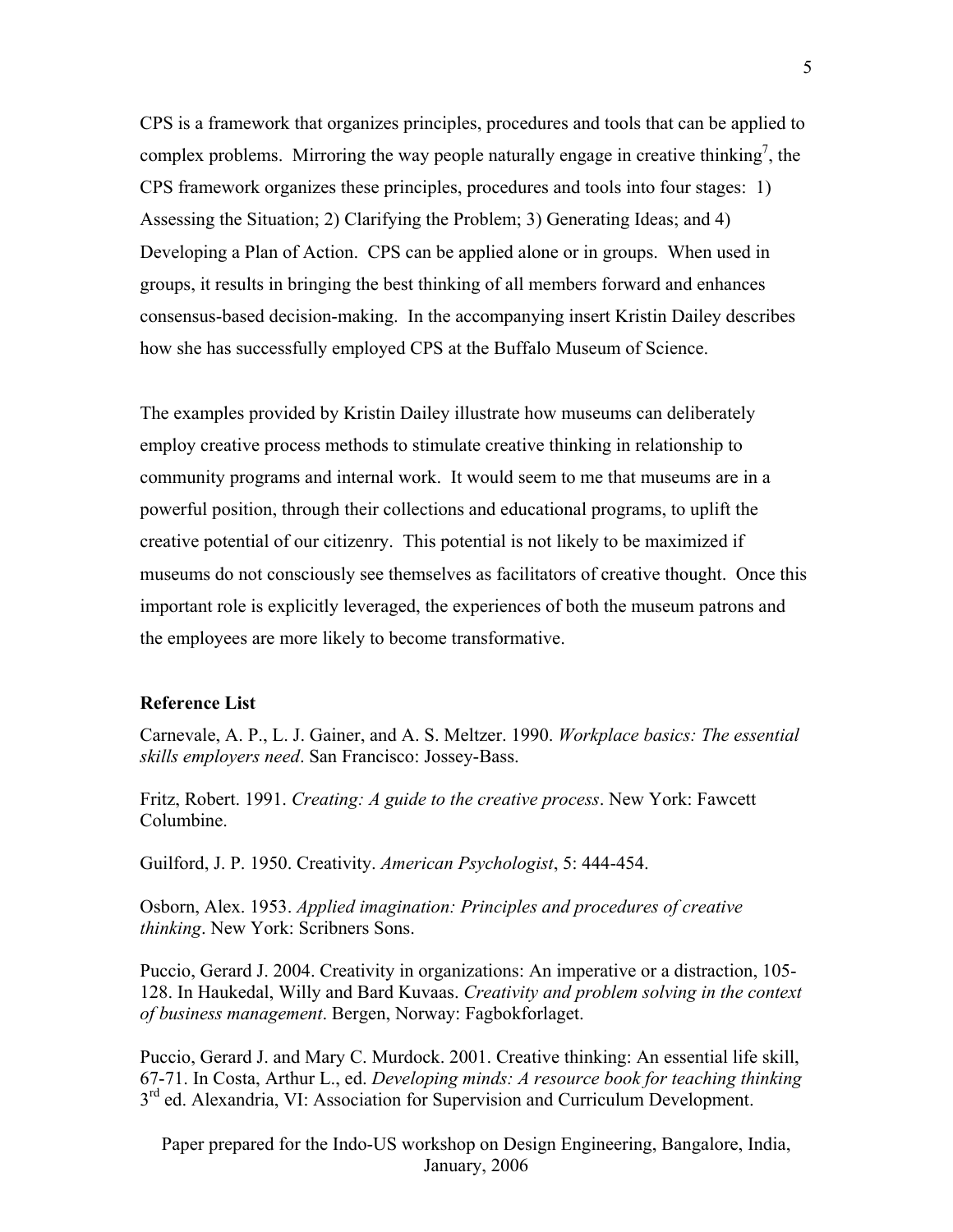CPS is a framework that organizes principles, procedures and tools that can be applied to complex problems. Mirroring the way people naturally engage in creative thinking[7], the CPS framework organizes these principles, procedures and tools into four stages: 1) Assessing the Situation; 2) Clarifying the Problem; 3) Generating Ideas; and 4) Developing a Plan of Action. CPS can be applied alone or in groups. When used in groups, it results in bringing the best thinking of all members forward and enhances consensus-based decision-making. In the accompanying insert Kristin Dailey describes how she has successfully employed CPS at the Buffalo Museum of Science.

The examples provided by Kristin Dailey illustrate how museums can deliberately employ creative process methods to stimulate creative thinking in relationship to community programs and internal work. It would seem to me that museums are in a powerful position, through their collections and educational programs, to uplift the creative potential of our citizenry. This potential is not likely to be maximized if museums do not consciously see themselves as facilitators of creative thought. Once this important role is explicitly leveraged, the experiences of both the museum patrons and the employees are more likely to become transformative.

**Reference List**

Carnevale, A. P., L. J. Gainer, and A. S. Meltzer. 1990. *Workplace basics: The essential skills employers need*. San Francisco: Jossey-Bass.

Fritz, Robert. 1991. *Creating: A guide to the creative process*. New York: Fawcett Columbine.

Guilford, J. P. 1950. Creativity. *American Psychologist*, 5: 444-454.

Osborn, Alex. 1953. *Applied imagination: Principles and procedures of creative thinking*. New York: Scribners Sons.

Puccio, Gerard J. 2004. Creativity in organizations: An imperative or a distraction, 105-128. In Haukedal, Willy and Bard Kuvaas. *Creativity and problem solving in the context of business management*. Bergen, Norway: Fagbokforlaget.

Puccio, Gerard J. and Mary C. Murdock. 2001. Creative thinking: An essential life skill, 67-71. In Costa, Arthur L., ed. *Developing minds: A resource book for teaching thinking* 3rd ed. Alexandria, VI: Association for Supervision and Curriculum Development.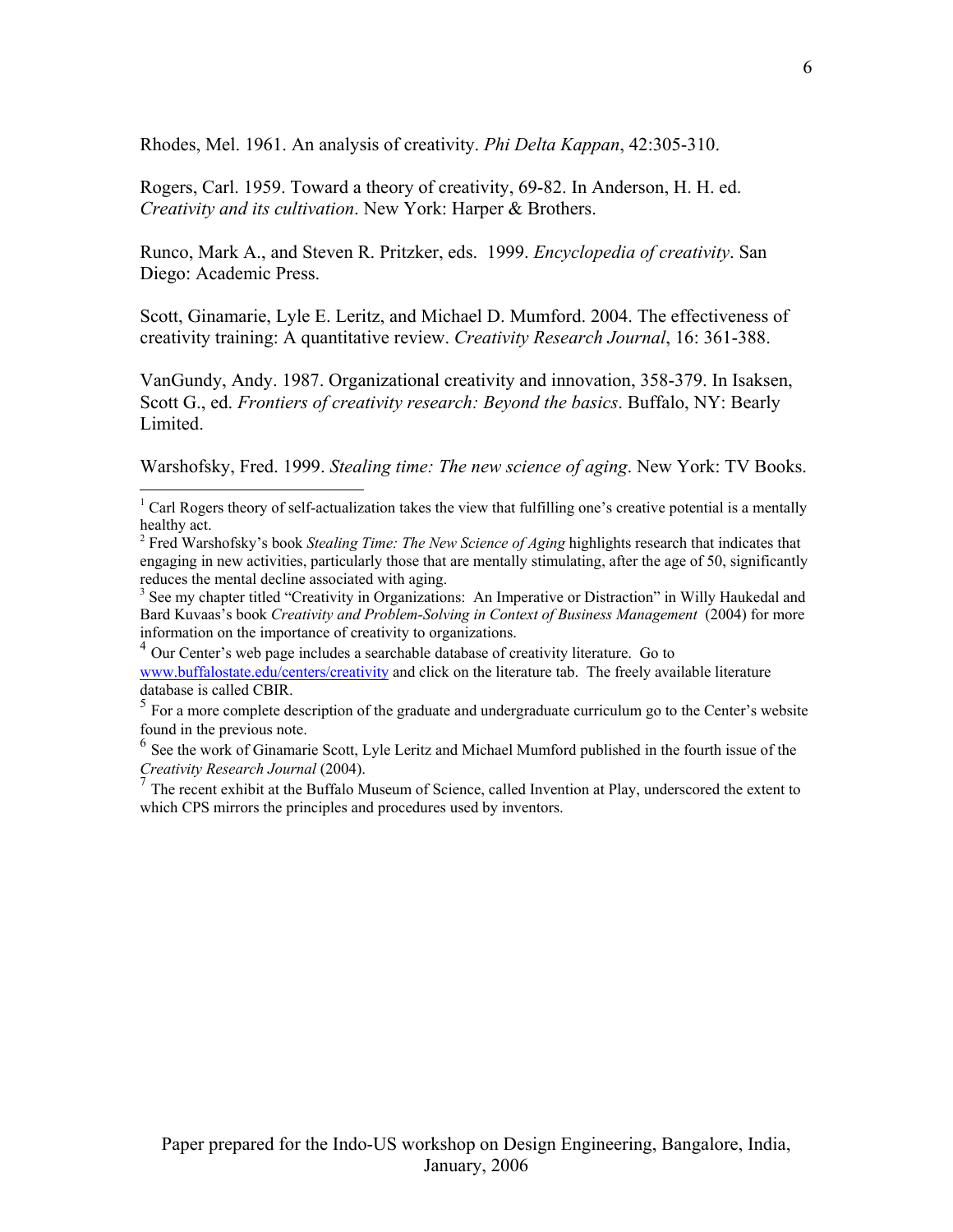Rhodes, Mel. 1961. An analysis of creativity. *Phi Delta Kappan*, 42:305-310.

Rogers, Carl. 1959. Toward a theory of creativity, 69-82. In Anderson, H. H. ed. *Creativity and its cultivation*. New York: Harper & Brothers.

Runco, Mark A., and Steven R. Pritzker, eds. 1999. *Encyclopedia of creativity*. San Diego: Academic Press.

Scott, Ginamarie, Lyle E. Leritz, and Michael D. Mumford. 2004. The effectiveness of creativity training: A quantitative review. *Creativity Research Journal*, 16: 361-388.

VanGundy, Andy. 1987. Organizational creativity and innovation, 358-379. In Isaksen, Scott G., ed. *Frontiers of creativity research: Beyond the basics*. Buffalo, NY: Bearly Limited.

Warshofsky, Fred. 1999. *Stealing time: The new science of aging*. New York: TV Books.

---

[1] Carl Rogers theory of self-actualization takes the view that fulfilling one's creative potential is a mentally healthy act.

[2] Fred Warshofsky's book *Stealing Time: The New Science of Aging* highlights research that indicates that engaging in new activities, particularly those that are mentally stimulating, after the age of 50, significantly reduces the mental decline associated with aging.

[3] See my chapter titled "Creativity in Organizations: An Imperative or Distraction" in Willy Haukedal and Bard Kuvaas's book *Creativity and Problem-Solving in Context of Business Management* (2004) for more information on the importance of creativity to organizations.

[4] Our Center's web page includes a searchable database of creativity literature. Go to www.buffalostate.edu/centers/creativity and click on the literature tab. The freely available literature database is called CBIR.

[5] For a more complete description of the graduate and undergraduate curriculum go to the Center's website found in the previous note.

[6] See the work of Ginamarie Scott, Lyle Leritz and Michael Mumford published in the fourth issue of the *Creativity Research Journal* (2004).

[7] The recent exhibit at the Buffalo Museum of Science, called Invention at Play, underscored the extent to which CPS mirrors the principles and procedures used by inventors.